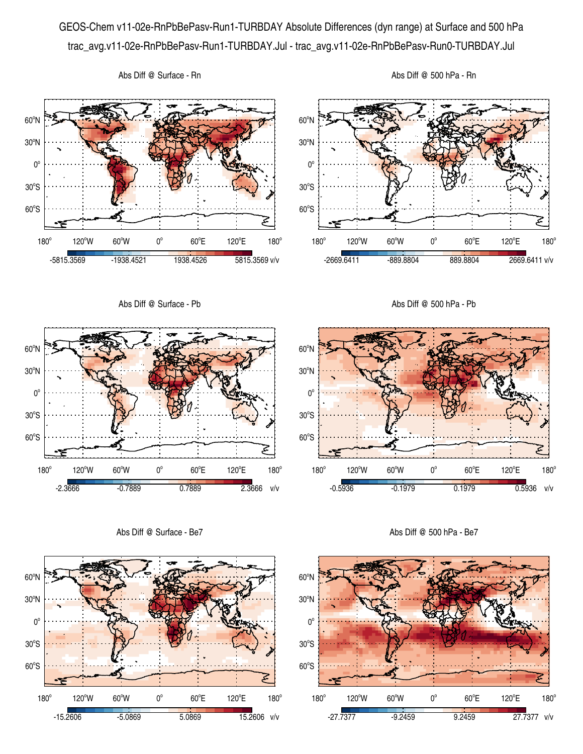# GEOS-Chem v11-02e-RnPbBePasv-Run1-TURBDAY Absolute Differences (dyn range) at Surface and 500 hPa

trac_avg.v11-02e-RnPbBePasv-Run1-TURBDAY.Jul - trac_avg.v11-02e-RnPbBePasv-Run0-TURBDAY.Jul

Abs Diff @ Surface - Rn

-5815.3569 | -1938.4521 | 1938.4526 | 5815.3569 v/v

Abs Diff @ 500 hPa - Rn

-2669.6411 | -889.8804 | 889.8804 | 2669.6411 v/v

Abs Diff @ Surface - Pb

-2.3666 | -0.7889 | 0.7889 | 2.3666 v/v

Abs Diff @ 500 hPa - Pb

-0.5936 | -0.1979 | 0.1979 | 0.5936 v/v

Abs Diff @ Surface - Be7

-15.2606 | -5.0869 | 5.0869 | 15.2606 v/v

Abs Diff @ 500 hPa - Be7

-27.7377 | -9.2459 | 9.2459 | 27.7377 v/v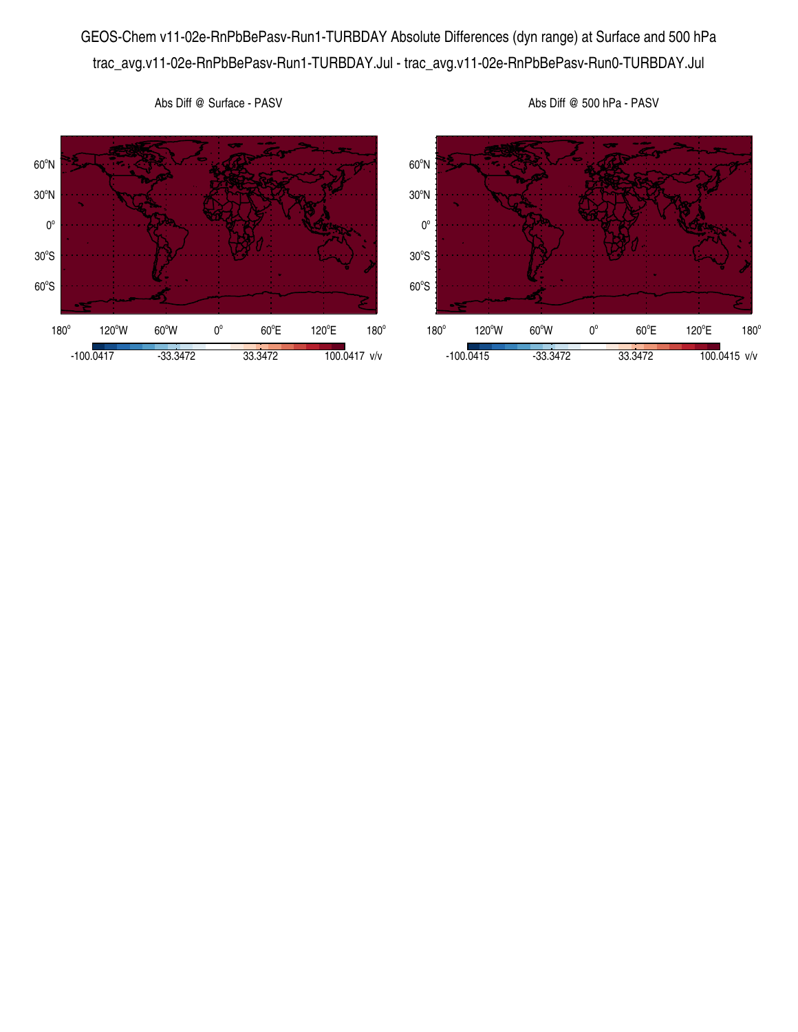GEOS-Chem v11-02e-RnPbBePasv-Run1-TURBDAY Absolute Differences (dyn range) at Surface and 500 hPa

trac_avg.v11-02e-RnPbBePasv-Run1-TURBDAY.Jul - trac_avg.v11-02e-RnPbBePasv-Run0-TURBDAY.Jul

Abs Diff @ Surface - PASV

60°N
30°N
0°
30°S
60°S

180° 120°W 60°W 0° 60°E 120°E 180°

-100.0417 -33.3472 33.3472 100.0417 v/v

Abs Diff @ 500 hPa - PASV

60°N
30°N
0°
30°S
60°S

180° 120°W 60°W 0° 60°E 120°E 180°

-100.0415 -33.3472 33.3472 100.0415 v/v